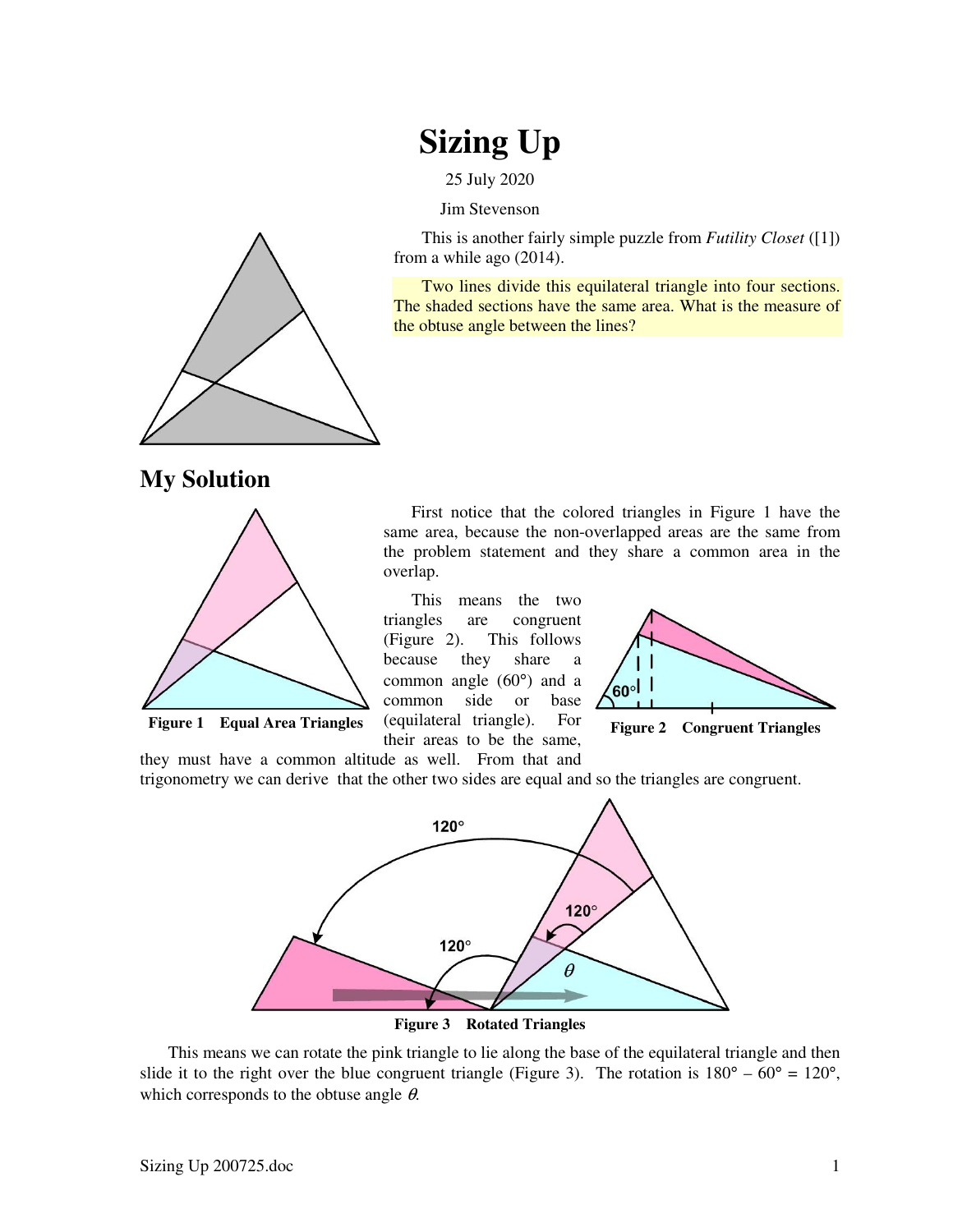# Sizing Up

25 July 2020

Jim Stevenson

This is another fairly simple puzzle from *Futility Closet* ([1]) from a while ago (2014).

Two lines divide this equilateral triangle into four sections. The shaded sections have the same area. What is the measure of the obtuse angle between the lines?

## My Solution

First notice that the colored triangles in Figure 1 have the same area, because the non-overlapped areas are the same from the problem statement and they share a common area in the overlap.

**Figure 1 Equal Area Triangles**

This means the two triangles are congruent (Figure 2). This follows because they share a common angle (60°) and a common side or base (equilateral triangle). For their areas to be the same, they must have a common altitude as well. From that and trigonometry we can derive that the other two sides are equal and so the triangles are congruent.

**Figure 2 Congruent Triangles**

**Figure 3 Rotated Triangles**

This means we can rotate the pink triangle to lie along the base of the equilateral triangle and then slide it to the right over the blue congruent triangle (Figure 3). The rotation is 180° – 60° = 120°, which corresponds to the obtuse angle $\theta$.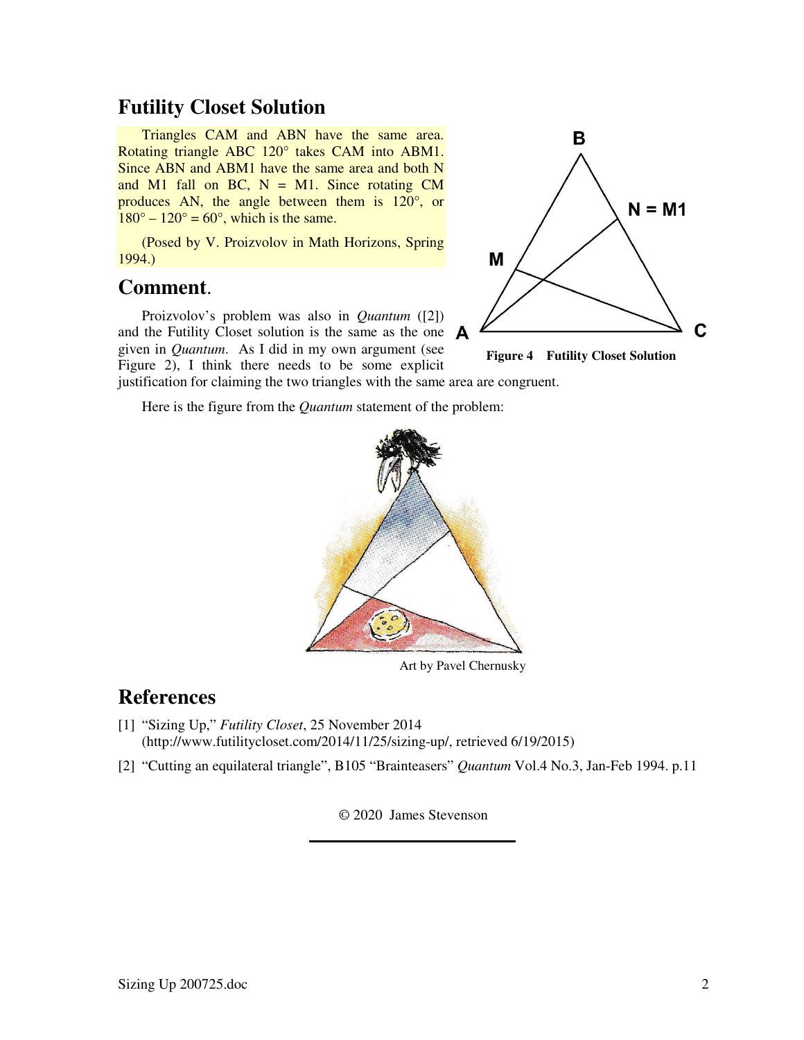## Futility Closet Solution

Triangles CAM and ABN have the same area. Rotating triangle ABC 120° takes CAM into ABM1. Since ABN and ABM1 have the same area and both N and M1 fall on BC, N = M1. Since rotating CM produces AN, the angle between them is 120°, or 180° – 120° = 60°, which is the same.

(Posed by V. Proizvolov in Math Horizons, Spring 1994.)

B

N = M1

M

A

C

**Figure 4 Futility Closet Solution**

## Comment.

Proizvolov's problem was also in *Quantum* ([2]) and the Futility Closet solution is the same as the one given in *Quantum*. As I did in my own argument (see Figure 2), I think there needs to be some explicit justification for claiming the two triangles with the same area are congruent.

Here is the figure from the *Quantum* statement of the problem:

Art by Pavel Chernusky

## References

[1] "Sizing Up," *Futility Closet*, 25 November 2014 (http://www.futilitycloset.com/2014/11/25/sizing-up/, retrieved 6/19/2015)

[2] "Cutting an equilateral triangle", B105 "Brainteasers" *Quantum* Vol.4 No.3, Jan-Feb 1994. p.11

© 2020 James Stevenson